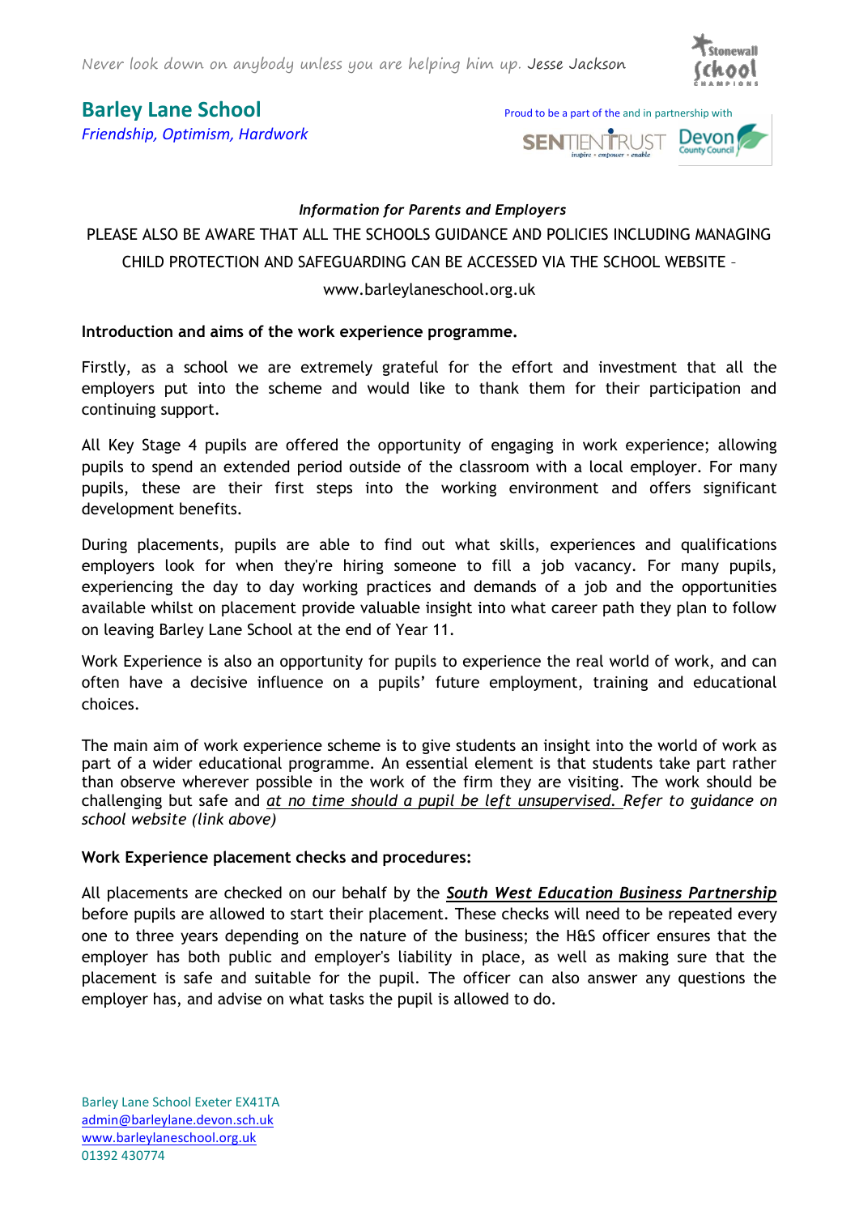*Never look down on anybody unless you are helping him up.* Jesse Jackson

# Barley Lane School

*Friendship, Optimism, Hardwork*

Proud to be a part of the and in partnership with

***Information for Parents and Employers***

PLEASE ALSO BE AWARE THAT ALL THE SCHOOLS GUIDANCE AND POLICIES INCLUDING MANAGING CHILD PROTECTION AND SAFEGUARDING CAN BE ACCESSED VIA THE SCHOOL WEBSITE – www.barleylaneschool.org.uk

**Introduction and aims of the work experience programme.**

Firstly, as a school we are extremely grateful for the effort and investment that all the employers put into the scheme and would like to thank them for their participation and continuing support.

All Key Stage 4 pupils are offered the opportunity of engaging in work experience; allowing pupils to spend an extended period outside of the classroom with a local employer. For many pupils, these are their first steps into the working environment and offers significant development benefits.

During placements, pupils are able to find out what skills, experiences and qualifications employers look for when they're hiring someone to fill a job vacancy. For many pupils, experiencing the day to day working practices and demands of a job and the opportunities available whilst on placement provide valuable insight into what career path they plan to follow on leaving Barley Lane School at the end of Year 11.

Work Experience is also an opportunity for pupils to experience the real world of work, and can often have a decisive influence on a pupils' future employment, training and educational choices.

The main aim of work experience scheme is to give students an insight into the world of work as part of a wider educational programme. An essential element is that students take part rather than observe wherever possible in the work of the firm they are visiting. The work should be challenging but safe and *at no time should a pupil be left unsupervised. Refer to guidance on school website (link above)*

**Work Experience placement checks and procedures:**

All placements are checked on our behalf by the ***South West Education Business Partnership*** before pupils are allowed to start their placement. These checks will need to be repeated every one to three years depending on the nature of the business; the H&S officer ensures that the employer has both public and employer's liability in place, as well as making sure that the placement is safe and suitable for the pupil. The officer can also answer any questions the employer has, and advise on what tasks the pupil is allowed to do.

Barley Lane School Exeter EX41TA
admin@barleylane.devon.sch.uk
www.barleylaneschool.org.uk
01392 430774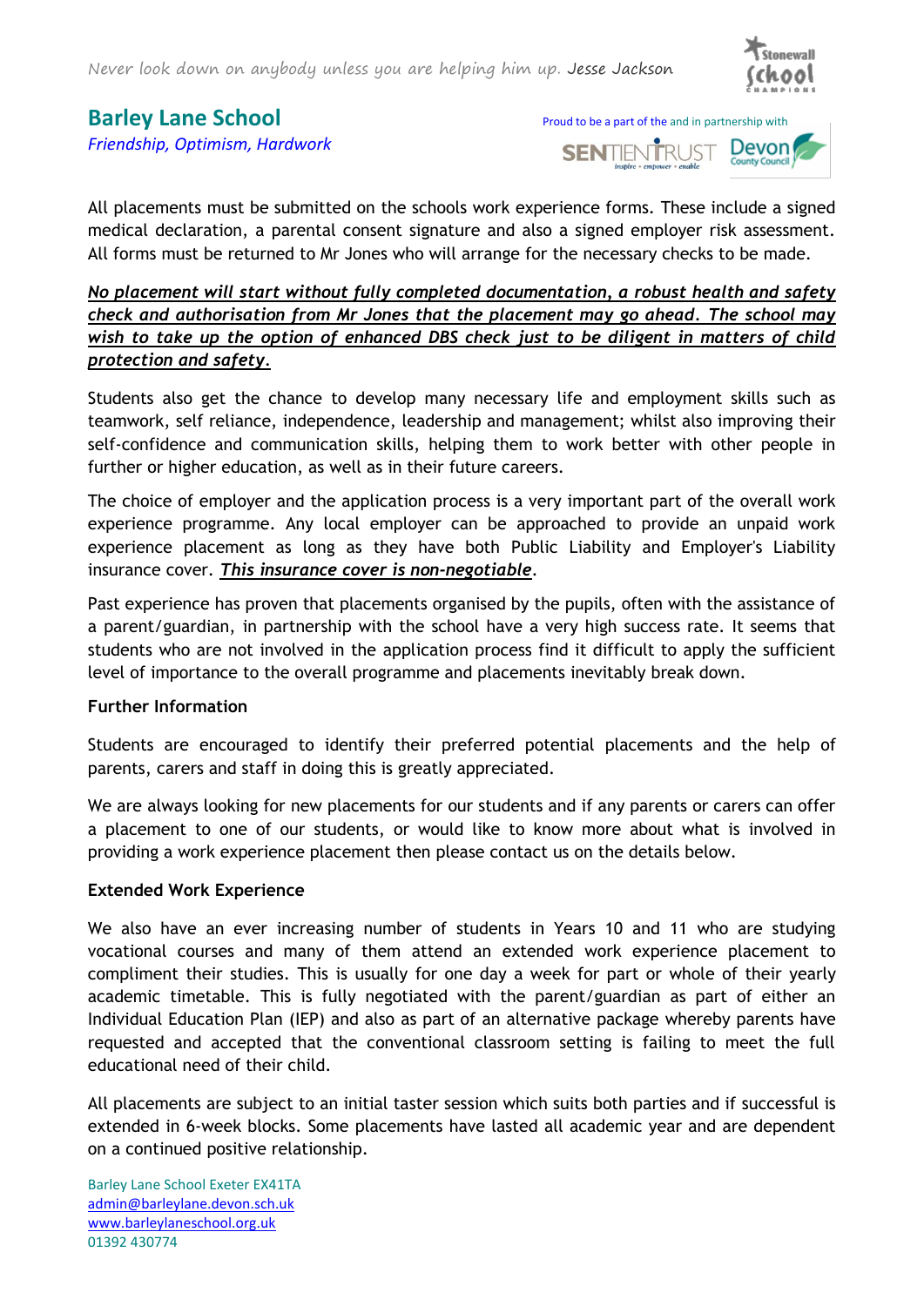All placements must be submitted on the schools work experience forms. These include a signed medical declaration, a parental consent signature and also a signed employer risk assessment. All forms must be returned to Mr Jones who will arrange for the necessary checks to be made.

***No placement will start without fully completed documentation, a robust health and safety check and authorisation from Mr Jones that the placement may go ahead. The school may wish to take up the option of enhanced DBS check just to be diligent in matters of child protection and safety.***

Students also get the chance to develop many necessary life and employment skills such as teamwork, self reliance, independence, leadership and management; whilst also improving their self-confidence and communication skills, helping them to work better with other people in further or higher education, as well as in their future careers.

The choice of employer and the application process is a very important part of the overall work experience programme. Any local employer can be approached to provide an unpaid work experience placement as long as they have both Public Liability and Employer's Liability insurance cover. ***This insurance cover is non-negotiable***.

Past experience has proven that placements organised by the pupils, often with the assistance of a parent/guardian, in partnership with the school have a very high success rate. It seems that students who are not involved in the application process find it difficult to apply the sufficient level of importance to the overall programme and placements inevitably break down.

**Further Information**

Students are encouraged to identify their preferred potential placements and the help of parents, carers and staff in doing this is greatly appreciated.

We are always looking for new placements for our students and if any parents or carers can offer a placement to one of our students, or would like to know more about what is involved in providing a work experience placement then please contact us on the details below.

**Extended Work Experience**

We also have an ever increasing number of students in Years 10 and 11 who are studying vocational courses and many of them attend an extended work experience placement to compliment their studies. This is usually for one day a week for part or whole of their yearly academic timetable. This is fully negotiated with the parent/guardian as part of either an Individual Education Plan (IEP) and also as part of an alternative package whereby parents have requested and accepted that the conventional classroom setting is failing to meet the full educational need of their child.

All placements are subject to an initial taster session which suits both parties and if successful is extended in 6-week blocks. Some placements have lasted all academic year and are dependent on a continued positive relationship.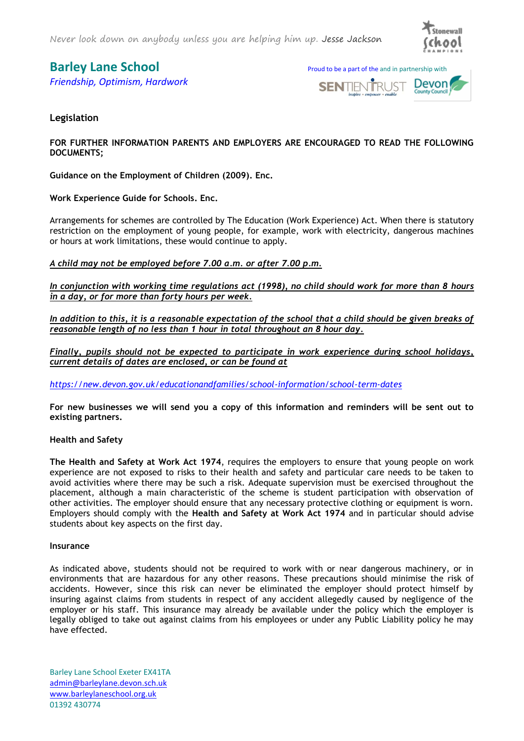Legislation

**FOR FURTHER INFORMATION PARENTS AND EMPLOYERS ARE ENCOURAGED TO READ THE FOLLOWING DOCUMENTS;**

**Guidance on the Employment of Children (2009). Enc.**

**Work Experience Guide for Schools. Enc.**

Arrangements for schemes are controlled by The Education (Work Experience) Act. When there is statutory restriction on the employment of young people, for example, work with electricity, dangerous machines or hours at work limitations, these would continue to apply.

***A child may not be employed before 7.00 a.m. or after 7.00 p.m.***

***In conjunction with working time regulations act (1998), no child should work for more than 8 hours in a day, or for more than forty hours per week.***

***In addition to this, it is a reasonable expectation of the school that a child should be given breaks of reasonable length of no less than 1 hour in total throughout an 8 hour day.***

***Finally, pupils should not be expected to participate in work experience during school holidays, current details of dates are enclosed, or can be found at***

*https://new.devon.gov.uk/educationandfamilies/school-information/school-term-dates*

**For new businesses we will send you a copy of this information and reminders will be sent out to existing partners.**

Health and Safety

**The Health and Safety at Work Act 1974**, requires the employers to ensure that young people on work experience are not exposed to risks to their health and safety and particular care needs to be taken to avoid activities where there may be such a risk. Adequate supervision must be exercised throughout the placement, although a main characteristic of the scheme is student participation with observation of other activities. The employer should ensure that any necessary protective clothing or equipment is worn. Employers should comply with the **Health and Safety at Work Act 1974** and in particular should advise students about key aspects on the first day.

Insurance

As indicated above, students should not be required to work with or near dangerous machinery, or in environments that are hazardous for any other reasons. These precautions should minimise the risk of accidents. However, since this risk can never be eliminated the employer should protect himself by insuring against claims from students in respect of any accident allegedly caused by negligence of the employer or his staff. This insurance may already be available under the policy which the employer is legally obliged to take out against claims from his employees or under any Public Liability policy he may have effected.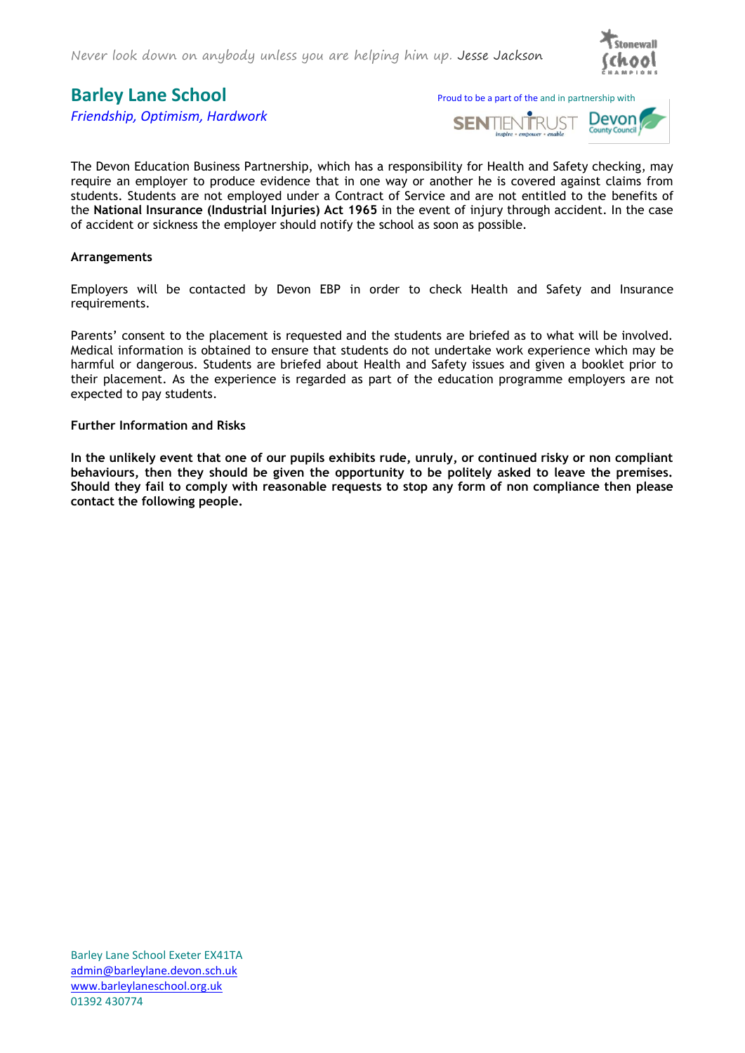The Devon Education Business Partnership, which has a responsibility for Health and Safety checking, may require an employer to produce evidence that in one way or another he is covered against claims from students. Students are not employed under a Contract of Service and are not entitled to the benefits of the **National Insurance (Industrial Injuries) Act 1965** in the event of injury through accident. In the case of accident or sickness the employer should notify the school as soon as possible.

**Arrangements**

Employers will be contacted by Devon EBP in order to check Health and Safety and Insurance requirements.

Parents' consent to the placement is requested and the students are briefed as to what will be involved. Medical information is obtained to ensure that students do not undertake work experience which may be harmful or dangerous. Students are briefed about Health and Safety issues and given a booklet prior to their placement. As the experience is regarded as part of the education programme employers are not expected to pay students.

**Further Information and Risks**

**In the unlikely event that one of our pupils exhibits rude, unruly, or continued risky or non compliant behaviours, then they should be given the opportunity to be politely asked to leave the premises. Should they fail to comply with reasonable requests to stop any form of non compliance then please contact the following people.**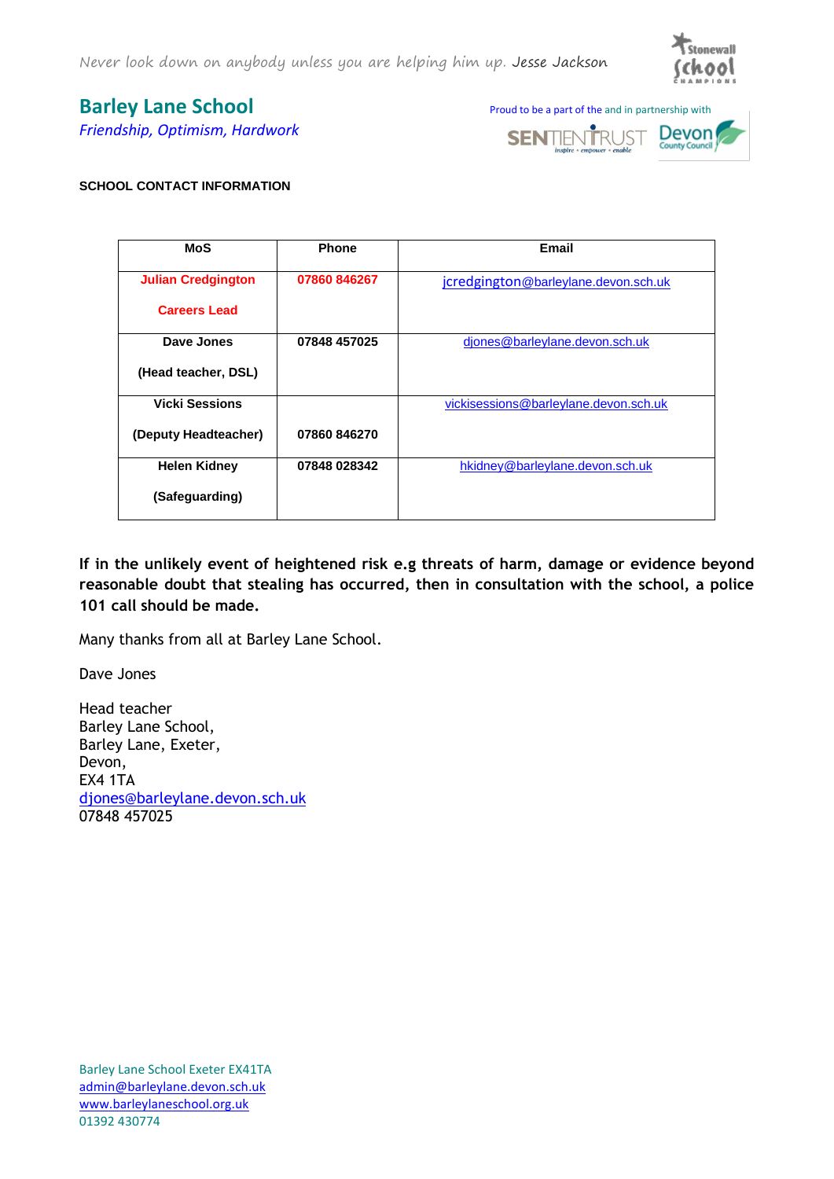Never look down on anybody unless you are helping him up. Jesse Jackson

# Barley Lane School

*Friendship, Optimism, Hardwork*

Proud to be a part of the and in partnership with

**SCHOOL CONTACT INFORMATION**

| MoS | Phone | Email |
|---|---|---|
| **Julian Credgington** **Careers Lead** | **07860 846267** | jcredgington@barleylane.devon.sch.uk |
| **Dave Jones** **(Head teacher, DSL)** | **07848 457025** | djones@barleylane.devon.sch.uk |
| **Vicki Sessions** **(Deputy Headteacher)** | **07860 846270** | vickisessions@barleylane.devon.sch.uk |
| **Helen Kidney** **(Safeguarding)** | **07848 028342** | hkidney@barleylane.devon.sch.uk |

**If in the unlikely event of heightened risk e.g threats of harm, damage or evidence beyond reasonable doubt that stealing has occurred, then in consultation with the school, a police 101 call should be made.**

Many thanks from all at Barley Lane School.

Dave Jones

Head teacher
Barley Lane School,
Barley Lane, Exeter,
Devon,
EX4 1TA
djones@barleylane.devon.sch.uk
07848 457025

Barley Lane School Exeter EX41TA
admin@barleylane.devon.sch.uk
www.barleylaneschool.org.uk
01392 430774